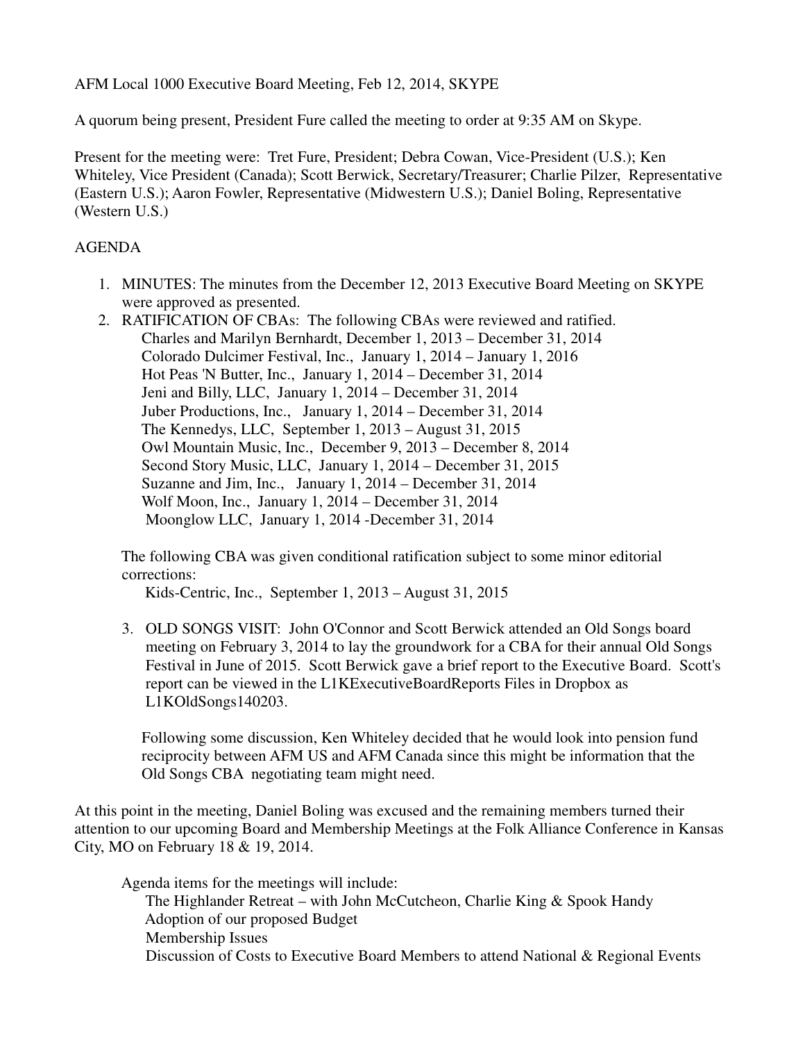AFM Local 1000 Executive Board Meeting, Feb 12, 2014, SKYPE

A quorum being present, President Fure called the meeting to order at 9:35 AM on Skype.

Present for the meeting were: Tret Fure, President; Debra Cowan, Vice-President (U.S.); Ken Whiteley, Vice President (Canada); Scott Berwick, Secretary/Treasurer; Charlie Pilzer, Representative (Eastern U.S.); Aaron Fowler, Representative (Midwestern U.S.); Daniel Boling, Representative (Western U.S.)

AGENDA

1. MINUTES: The minutes from the December 12, 2013 Executive Board Meeting on SKYPE were approved as presented.
2. RATIFICATION OF CBAs: The following CBAs were reviewed and ratified.
   - Charles and Marilyn Bernhardt, December 1, 2013 – December 31, 2014
   - Colorado Dulcimer Festival, Inc., January 1, 2014 – January 1, 2016
   - Hot Peas 'N Butter, Inc., January 1, 2014 – December 31, 2014
   - Jeni and Billy, LLC, January 1, 2014 – December 31, 2014
   - Juber Productions, Inc., January 1, 2014 – December 31, 2014
   - The Kennedys, LLC, September 1, 2013 – August 31, 2015
   - Owl Mountain Music, Inc., December 9, 2013 – December 8, 2014
   - Second Story Music, LLC, January 1, 2014 – December 31, 2015
   - Suzanne and Jim, Inc., January 1, 2014 – December 31, 2014
   - Wolf Moon, Inc., January 1, 2014 – December 31, 2014
   - Moonglow LLC, January 1, 2014 -December 31, 2014

   The following CBA was given conditional ratification subject to some minor editorial corrections:
   - Kids-Centric, Inc., September 1, 2013 – August 31, 2015

3. OLD SONGS VISIT: John O'Connor and Scott Berwick attended an Old Songs board meeting on February 3, 2014 to lay the groundwork for a CBA for their annual Old Songs Festival in June of 2015. Scott Berwick gave a brief report to the Executive Board. Scott's report can be viewed in the L1KExecutiveBoardReports Files in Dropbox as L1KOldSongs140203.

   Following some discussion, Ken Whiteley decided that he would look into pension fund reciprocity between AFM US and AFM Canada since this might be information that the Old Songs CBA negotiating team might need.

At this point in the meeting, Daniel Boling was excused and the remaining members turned their attention to our upcoming Board and Membership Meetings at the Folk Alliance Conference in Kansas City, MO on February 18 & 19, 2014.

Agenda items for the meetings will include:
- The Highlander Retreat – with John McCutcheon, Charlie King & Spook Handy
- Adoption of our proposed Budget
- Membership Issues
- Discussion of Costs to Executive Board Members to attend National & Regional Events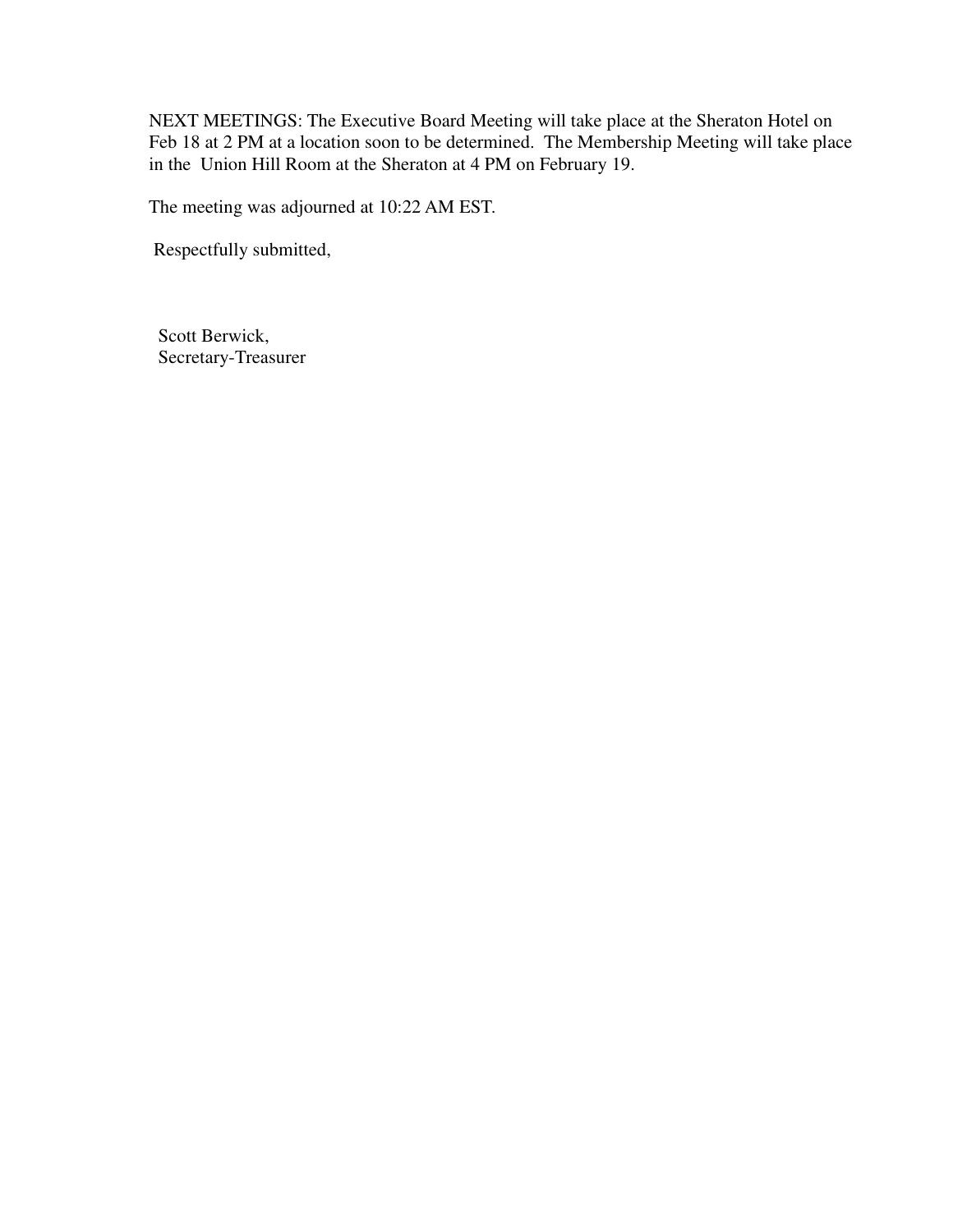NEXT MEETINGS: The Executive Board Meeting will take place at the Sheraton Hotel on Feb 18 at 2 PM at a location soon to be determined. The Membership Meeting will take place in the Union Hill Room at the Sheraton at 4 PM on February 19.

The meeting was adjourned at 10:22 AM EST.

Respectfully submitted,

Scott Berwick,
Secretary-Treasurer